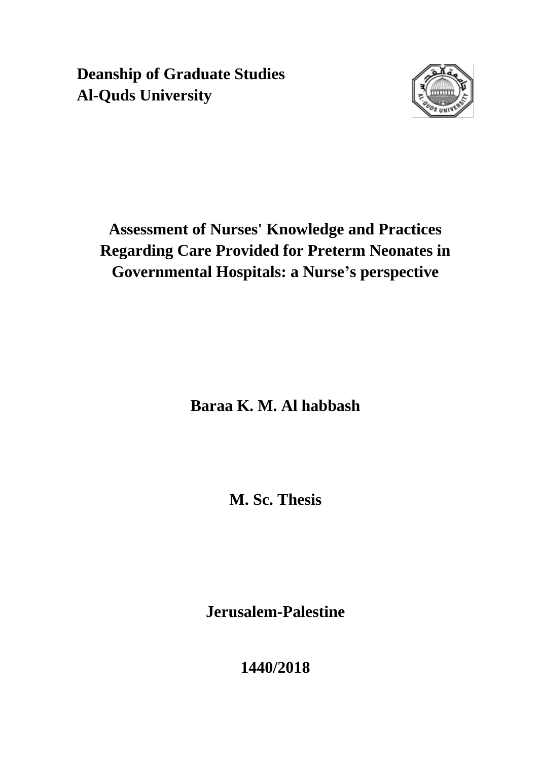**Deanship of Graduate Studies**
**Al-Quds University**

# Assessment of Nurses' Knowledge and Practices Regarding Care Provided for Preterm Neonates in Governmental Hospitals: a Nurse's perspective

**Baraa K. M. Al habbash**

**M. Sc. Thesis**

**Jerusalem-Palestine**

**1440/2018**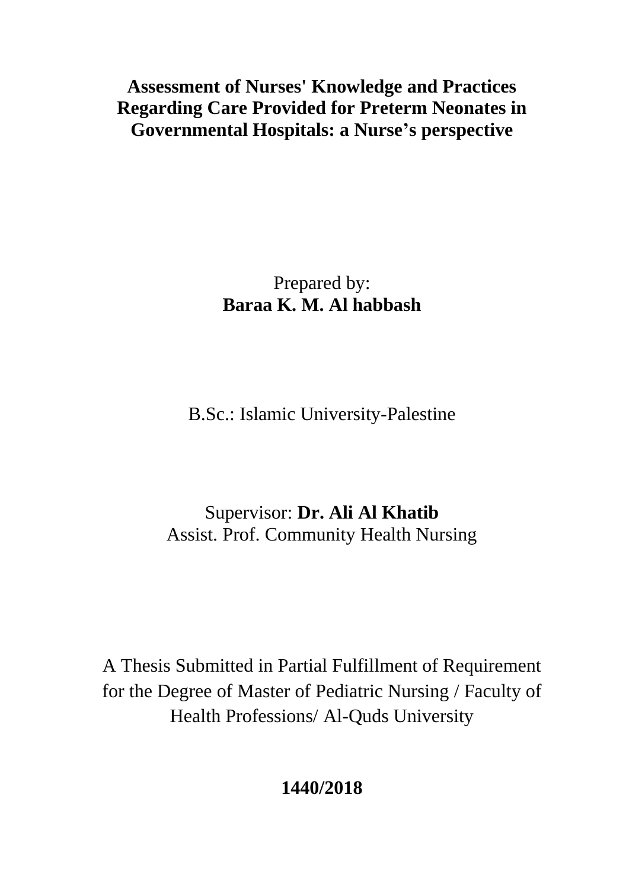# Assessment of Nurses' Knowledge and Practices Regarding Care Provided for Preterm Neonates in Governmental Hospitals: a Nurse's perspective

Prepared by:
**Baraa K. M. Al habbash**

B.Sc.: Islamic University-Palestine

Supervisor: **Dr. Ali Al Khatib**
Assist. Prof. Community Health Nursing

A Thesis Submitted in Partial Fulfillment of Requirement for the Degree of Master of Pediatric Nursing / Faculty of Health Professions/ Al-Quds University

**1440/2018**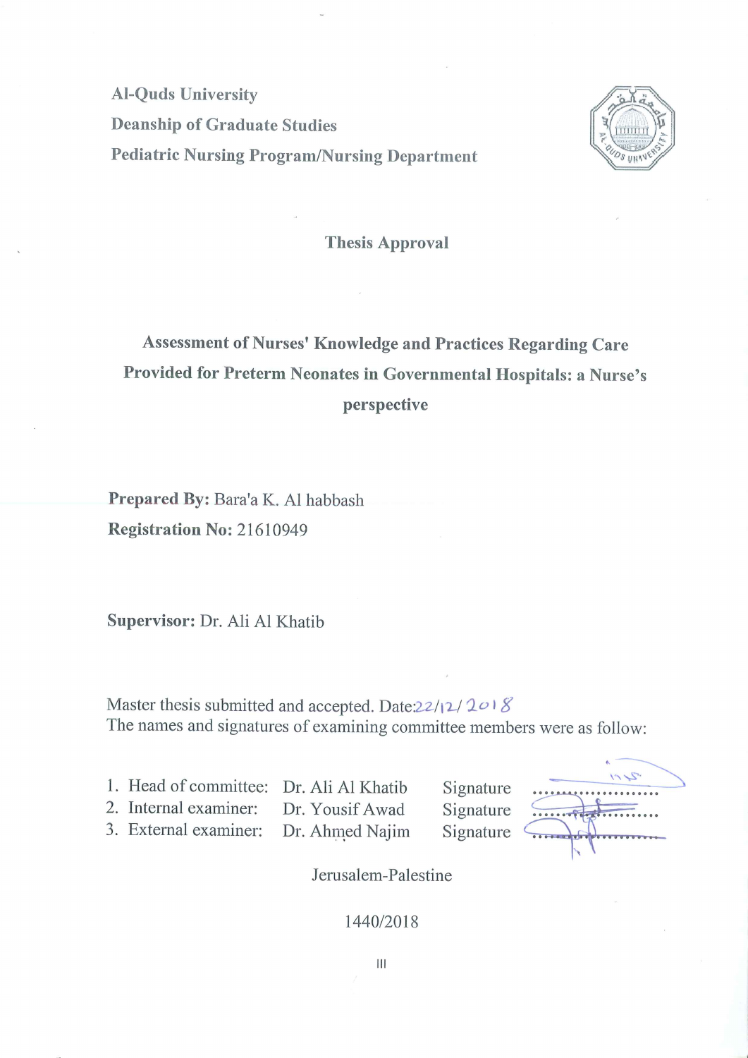Al-Quds University

Deanship of Graduate Studies

Pediatric Nursing Program/Nursing Department

## Thesis Approval

# Assessment of Nurses' Knowledge and Practices Regarding Care Provided for Preterm Neonates in Governmental Hospitals: a Nurse's perspective

**Prepared By:** Bara'a K. Al habbash

**Registration No:** 21610949

**Supervisor:** Dr. Ali Al Khatib

Master thesis submitted and accepted. Date:22/12/2018

The names and signatures of examining committee members were as follow:

1. Head of committee: Dr. Ali Al Khatib Signature ....................
2. Internal examiner: Dr. Yousif Awad Signature ....................
3. External examiner: Dr. Ahmed Najim Signature ....................

Jerusalem-Palestine

1440/2018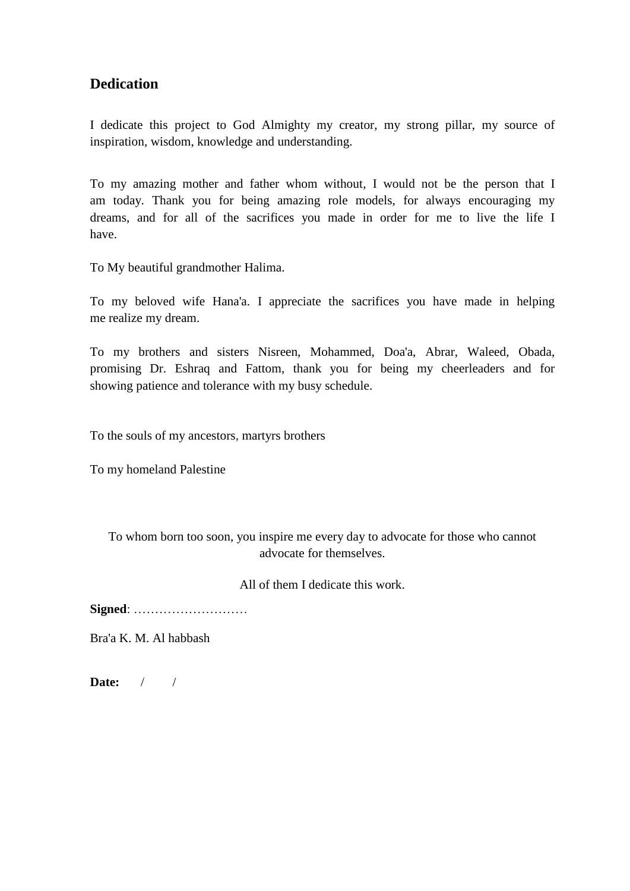## Dedication

I dedicate this project to God Almighty my creator, my strong pillar, my source of inspiration, wisdom, knowledge and understanding.

To my amazing mother and father whom without, I would not be the person that I am today. Thank you for being amazing role models, for always encouraging my dreams, and for all of the sacrifices you made in order for me to live the life I have.

To My beautiful grandmother Halima.

To my beloved wife Hana'a. I appreciate the sacrifices you have made in helping me realize my dream.

To my brothers and sisters Nisreen, Mohammed, Doa'a, Abrar, Waleed, Obada, promising Dr. Eshraq and Fattom, thank you for being my cheerleaders and for showing patience and tolerance with my busy schedule.

To the souls of my ancestors, martyrs brothers

To my homeland Palestine

To whom born too soon, you inspire me every day to advocate for those who cannot advocate for themselves.

All of them I dedicate this work.

**Signed**: ………………………

Bra'a K. M. Al habbash

**Date:** / /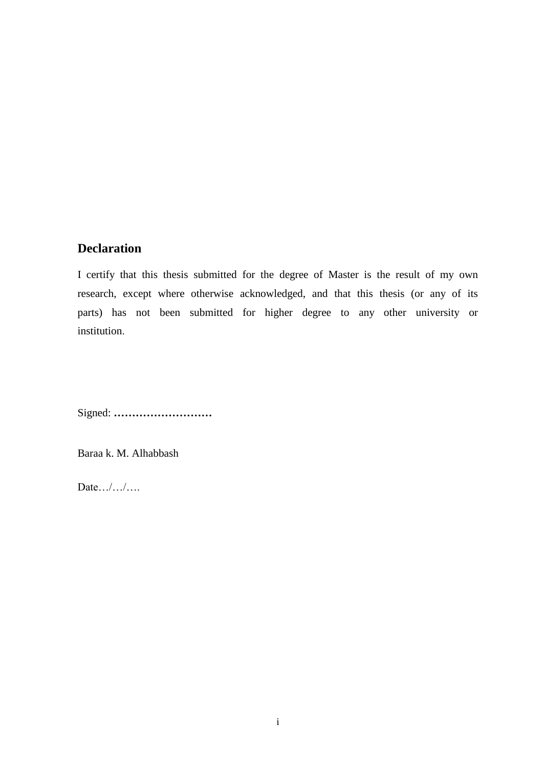## Declaration

I certify that this thesis submitted for the degree of Master is the result of my own research, except where otherwise acknowledged, and that this thesis (or any of its parts) has not been submitted for higher degree to any other university or institution.

Signed: ………………………

Baraa k. M. Alhabbash

Date…/…/….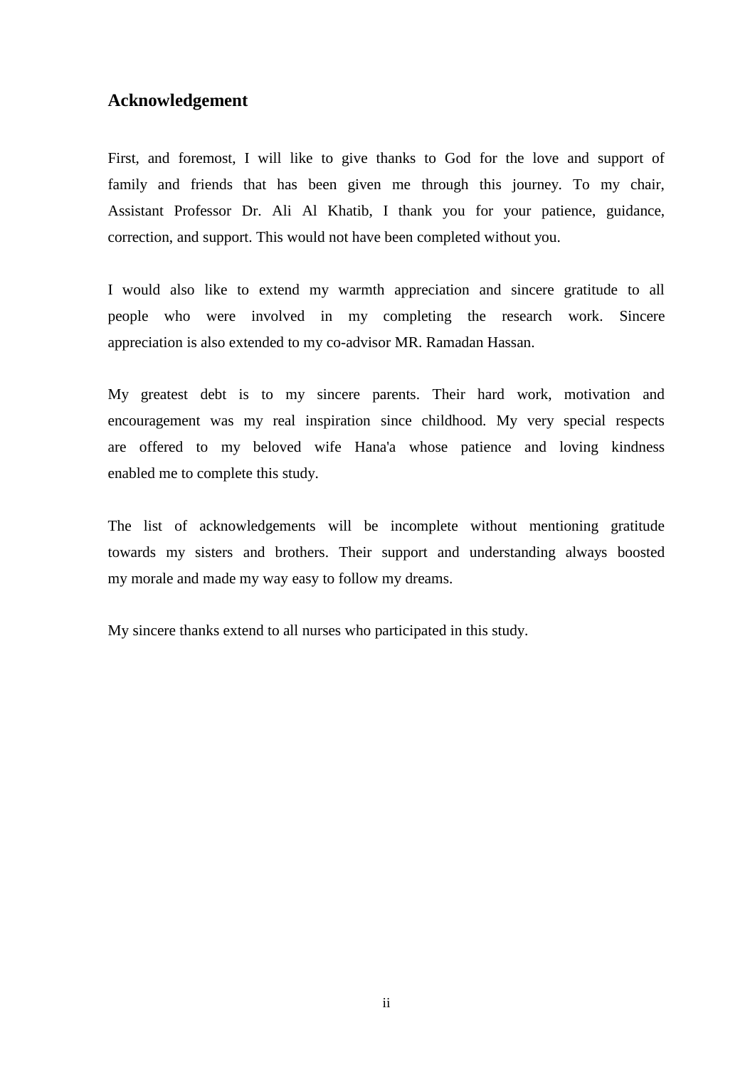## Acknowledgement

First, and foremost, I will like to give thanks to God for the love and support of family and friends that has been given me through this journey. To my chair, Assistant Professor Dr. Ali Al Khatib, I thank you for your patience, guidance, correction, and support. This would not have been completed without you.

I would also like to extend my warmth appreciation and sincere gratitude to all people who were involved in my completing the research work. Sincere appreciation is also extended to my co-advisor MR. Ramadan Hassan.

My greatest debt is to my sincere parents. Their hard work, motivation and encouragement was my real inspiration since childhood. My very special respects are offered to my beloved wife Hana'a whose patience and loving kindness enabled me to complete this study.

The list of acknowledgements will be incomplete without mentioning gratitude towards my sisters and brothers. Their support and understanding always boosted my morale and made my way easy to follow my dreams.

My sincere thanks extend to all nurses who participated in this study.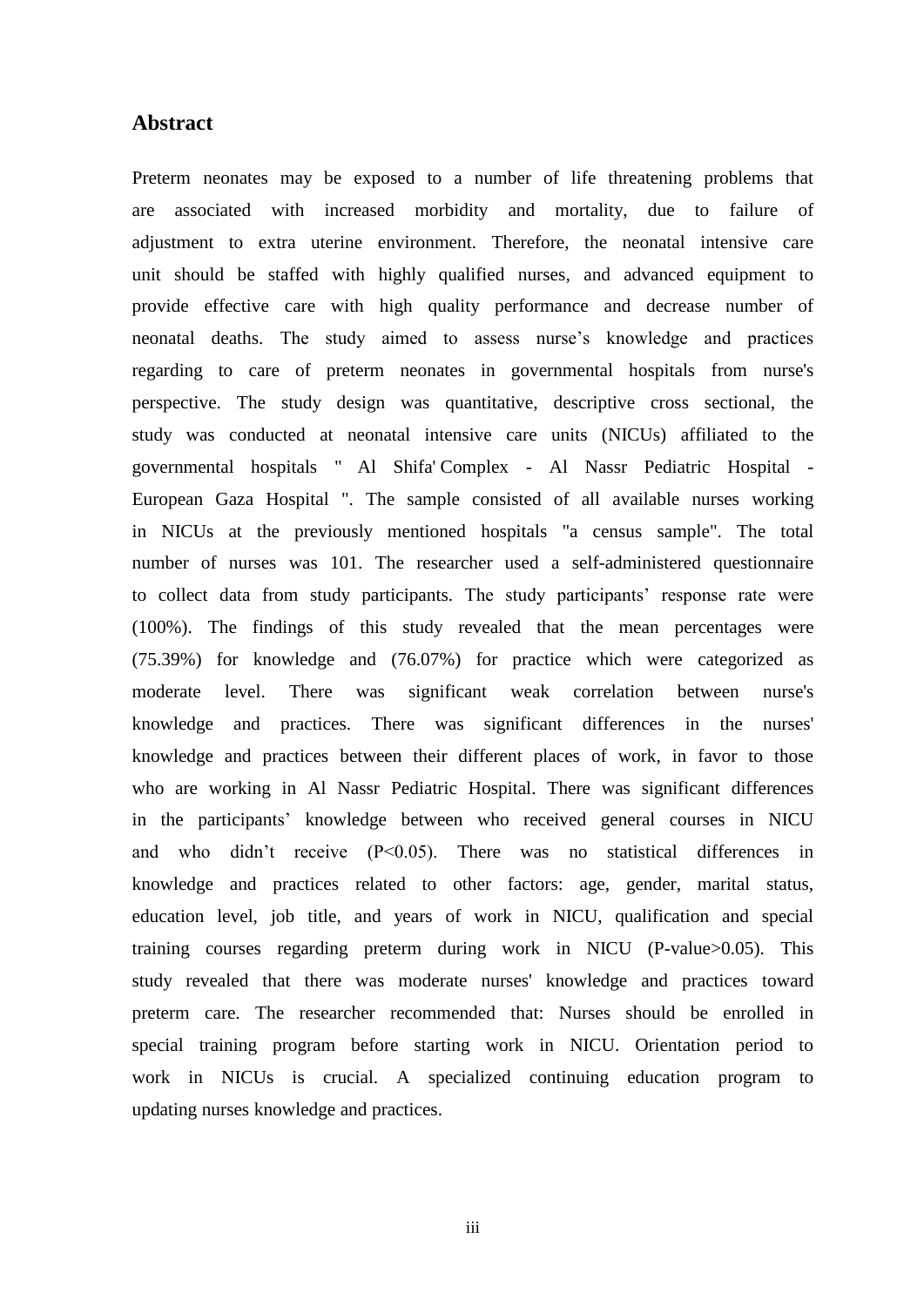## Abstract

Preterm neonates may be exposed to a number of life threatening problems that are associated with increased morbidity and mortality, due to failure of adjustment to extra uterine environment. Therefore, the neonatal intensive care unit should be staffed with highly qualified nurses, and advanced equipment to provide effective care with high quality performance and decrease number of neonatal deaths. The study aimed to assess nurse's knowledge and practices regarding to care of preterm neonates in governmental hospitals from nurse's perspective. The study design was quantitative, descriptive cross sectional, the study was conducted at neonatal intensive care units (NICUs) affiliated to the governmental hospitals " Al Shifa' Complex - Al Nassr Pediatric Hospital - European Gaza Hospital ". The sample consisted of all available nurses working in NICUs at the previously mentioned hospitals "a census sample". The total number of nurses was 101. The researcher used a self-administered questionnaire to collect data from study participants. The study participants' response rate were (100%). The findings of this study revealed that the mean percentages were (75.39%) for knowledge and (76.07%) for practice which were categorized as moderate level. There was significant weak correlation between nurse's knowledge and practices. There was significant differences in the nurses' knowledge and practices between their different places of work, in favor to those who are working in Al Nassr Pediatric Hospital. There was significant differences in the participants' knowledge between who received general courses in NICU and who didn't receive ($P<0.05$). There was no statistical differences in knowledge and practices related to other factors: age, gender, marital status, education level, job title, and years of work in NICU, qualification and special training courses regarding preterm during work in NICU (P-value>0.05). This study revealed that there was moderate nurses' knowledge and practices toward preterm care. The researcher recommended that: Nurses should be enrolled in special training program before starting work in NICU. Orientation period to work in NICUs is crucial. A specialized continuing education program to updating nurses knowledge and practices.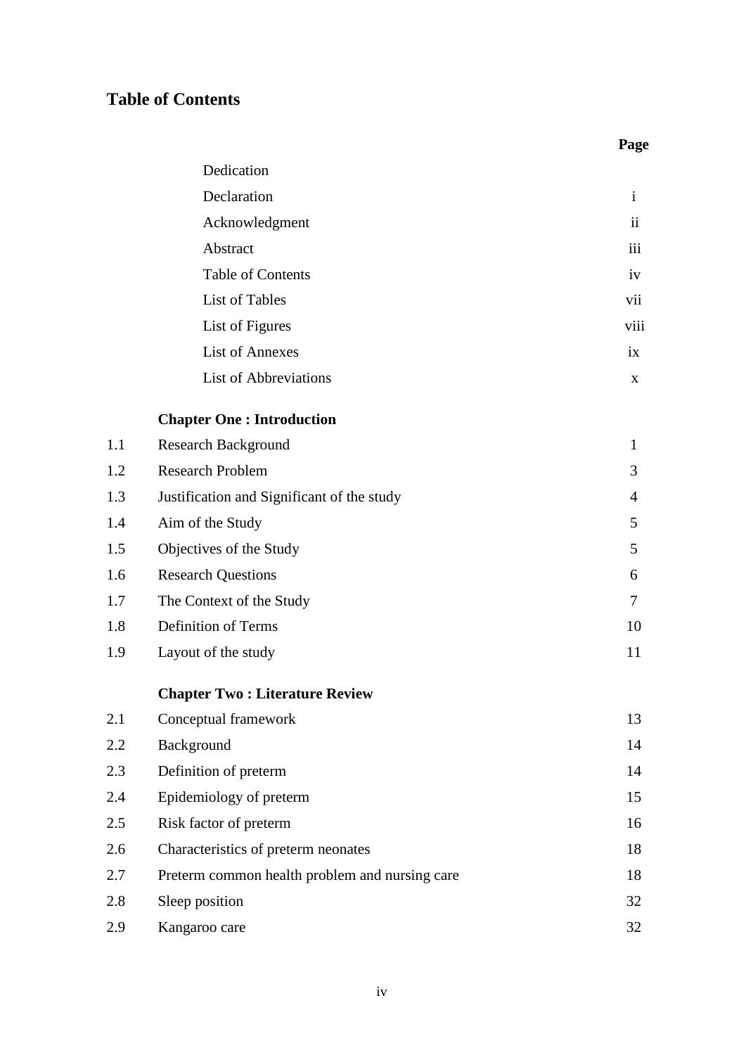## Table of Contents

| | | Page |
|---|---|---|
| | Dedication | |
| | Declaration | i |
| | Acknowledgment | ii |
| | Abstract | iii |
| | Table of Contents | iv |
| | List of Tables | vii |
| | List of Figures | viii |
| | List of Annexes | ix |
| | List of Abbreviations | x |
| | **Chapter One : Introduction** | |
| 1.1 | Research Background | 1 |
| 1.2 | Research Problem | 3 |
| 1.3 | Justification and Significant of the study | 4 |
| 1.4 | Aim of the Study | 5 |
| 1.5 | Objectives of the Study | 5 |
| 1.6 | Research Questions | 6 |
| 1.7 | The Context of the Study | 7 |
| 1.8 | Definition of Terms | 10 |
| 1.9 | Layout of the study | 11 |
| | **Chapter Two : Literature Review** | |
| 2.1 | Conceptual framework | 13 |
| 2.2 | Background | 14 |
| 2.3 | Definition of preterm | 14 |
| 2.4 | Epidemiology of preterm | 15 |
| 2.5 | Risk factor of preterm | 16 |
| 2.6 | Characteristics of preterm neonates | 18 |
| 2.7 | Preterm common health problem and nursing care | 18 |
| 2.8 | Sleep position | 32 |
| 2.9 | Kangaroo care | 32 |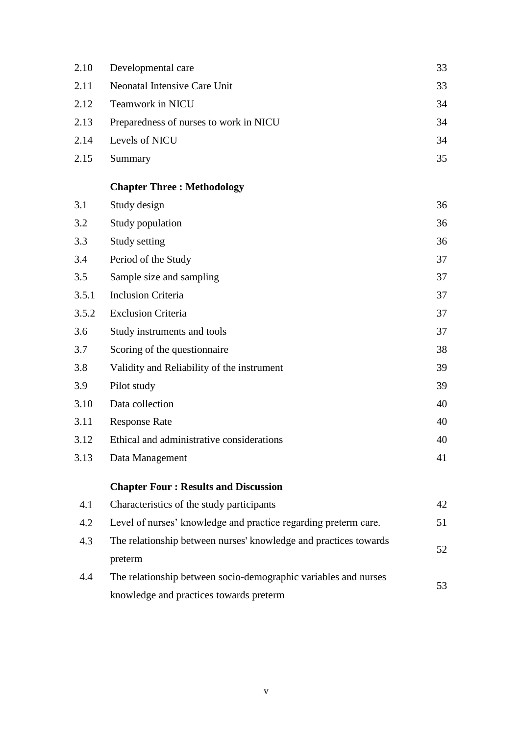| | | |
|---|---|---|
| 2.10 | Developmental care | 33 |
| 2.11 | Neonatal Intensive Care Unit | 33 |
| 2.12 | Teamwork in NICU | 34 |
| 2.13 | Preparedness of nurses to work in NICU | 34 |
| 2.14 | Levels of NICU | 34 |
| 2.15 | Summary | 35 |
| | **Chapter Three : Methodology** | |
| 3.1 | Study design | 36 |
| 3.2 | Study population | 36 |
| 3.3 | Study setting | 36 |
| 3.4 | Period of the Study | 37 |
| 3.5 | Sample size and sampling | 37 |
| 3.5.1 | Inclusion Criteria | 37 |
| 3.5.2 | Exclusion Criteria | 37 |
| 3.6 | Study instruments and tools | 37 |
| 3.7 | Scoring of the questionnaire | 38 |
| 3.8 | Validity and Reliability of the instrument | 39 |
| 3.9 | Pilot study | 39 |
| 3.10 | Data collection | 40 |
| 3.11 | Response Rate | 40 |
| 3.12 | Ethical and administrative considerations | 40 |
| 3.13 | Data Management | 41 |
| | **Chapter Four : Results and Discussion** | |
| 4.1 | Characteristics of the study participants | 42 |
| 4.2 | Level of nurses' knowledge and practice regarding preterm care. | 51 |
| 4.3 | The relationship between nurses' knowledge and practices towards preterm | 52 |
| 4.4 | The relationship between socio-demographic variables and nurses knowledge and practices towards preterm | 53 |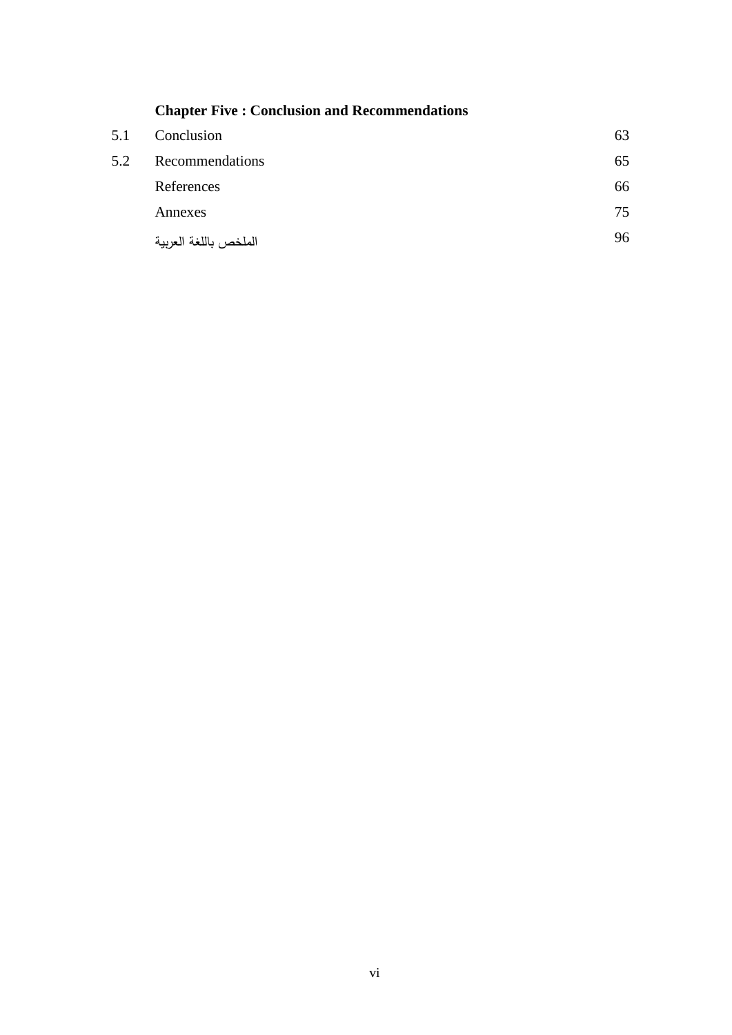**Chapter Five : Conclusion and Recommendations**

| | | |
|---|---|---|
| 5.1 | Conclusion | 63 |
| 5.2 | Recommendations | 65 |
| | References | 66 |
| | Annexes | 75 |
| | الملخص باللغة العربية | 96 |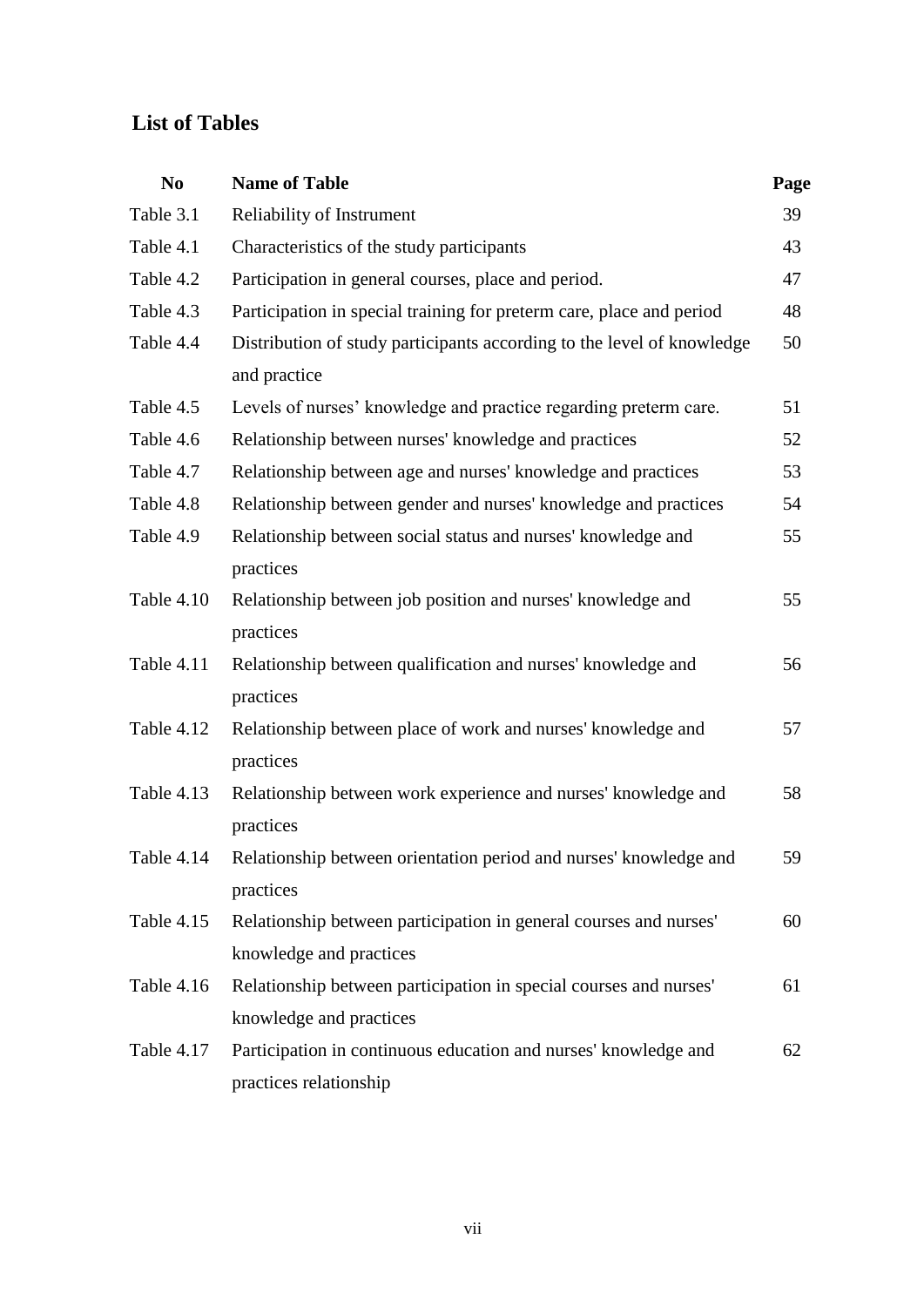## List of Tables

| No | Name of Table | Page |
|---|---|---|
| Table 3.1 | Reliability of Instrument | 39 |
| Table 4.1 | Characteristics of the study participants | 43 |
| Table 4.2 | Participation in general courses, place and period. | 47 |
| Table 4.3 | Participation in special training for preterm care, place and period | 48 |
| Table 4.4 | Distribution of study participants according to the level of knowledge and practice | 50 |
| Table 4.5 | Levels of nurses' knowledge and practice regarding preterm care. | 51 |
| Table 4.6 | Relationship between nurses' knowledge and practices | 52 |
| Table 4.7 | Relationship between age and nurses' knowledge and practices | 53 |
| Table 4.8 | Relationship between gender and nurses' knowledge and practices | 54 |
| Table 4.9 | Relationship between social status and nurses' knowledge and practices | 55 |
| Table 4.10 | Relationship between job position and nurses' knowledge and practices | 55 |
| Table 4.11 | Relationship between qualification and nurses' knowledge and practices | 56 |
| Table 4.12 | Relationship between place of work and nurses' knowledge and practices | 57 |
| Table 4.13 | Relationship between work experience and nurses' knowledge and practices | 58 |
| Table 4.14 | Relationship between orientation period and nurses' knowledge and practices | 59 |
| Table 4.15 | Relationship between participation in general courses and nurses' knowledge and practices | 60 |
| Table 4.16 | Relationship between participation in special courses and nurses' knowledge and practices | 61 |
| Table 4.17 | Participation in continuous education and nurses' knowledge and practices relationship | 62 |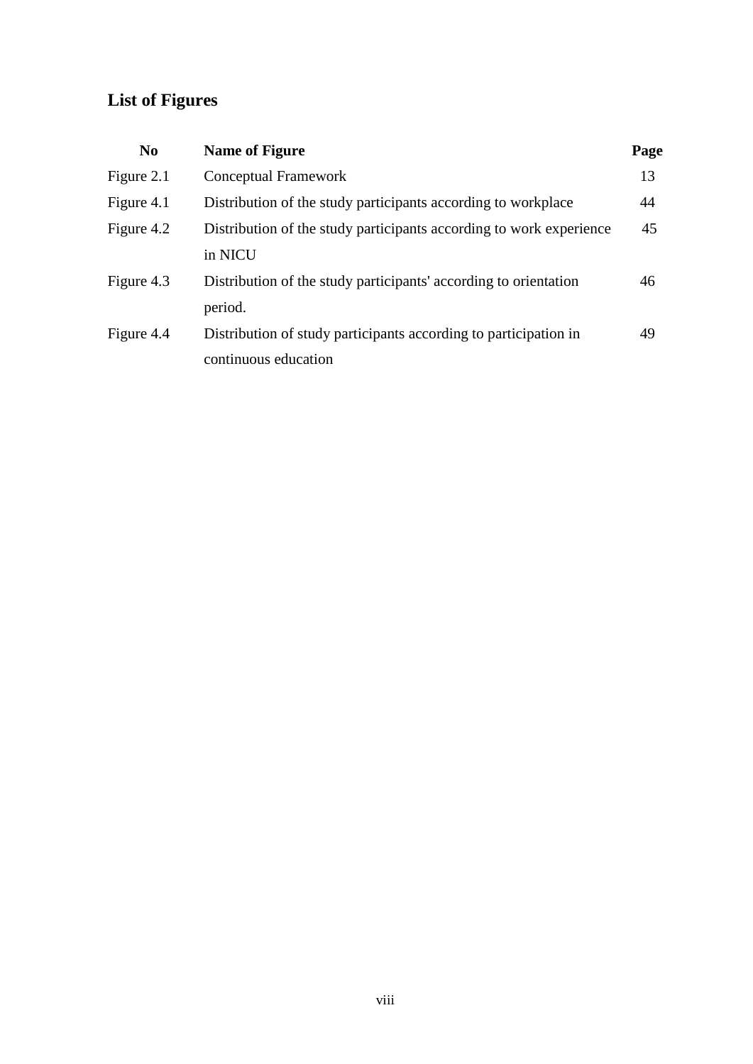# List of Figures

| No | Name of Figure | Page |
| --- | --- | --- |
| Figure 2.1 | Conceptual Framework | 13 |
| Figure 4.1 | Distribution of the study participants according to workplace | 44 |
| Figure 4.2 | Distribution of the study participants according to work experience in NICU | 45 |
| Figure 4.3 | Distribution of the study participants' according to orientation period. | 46 |
| Figure 4.4 | Distribution of study participants according to participation in continuous education | 49 |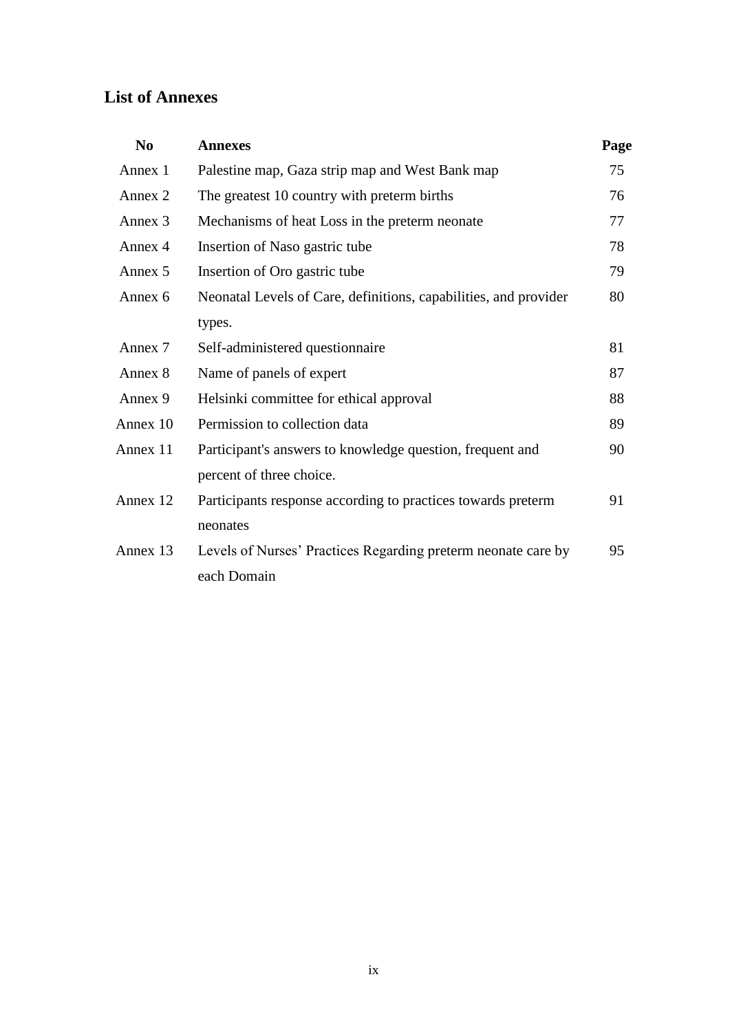## List of Annexes

| No | Annexes | Page |
|---|---|---|
| Annex 1 | Palestine map, Gaza strip map and West Bank map | 75 |
| Annex 2 | The greatest 10 country with preterm births | 76 |
| Annex 3 | Mechanisms of heat Loss in the preterm neonate | 77 |
| Annex 4 | Insertion of Naso gastric tube | 78 |
| Annex 5 | Insertion of Oro gastric tube | 79 |
| Annex 6 | Neonatal Levels of Care, definitions, capabilities, and provider types. | 80 |
| Annex 7 | Self-administered questionnaire | 81 |
| Annex 8 | Name of panels of expert | 87 |
| Annex 9 | Helsinki committee for ethical approval | 88 |
| Annex 10 | Permission to collection data | 89 |
| Annex 11 | Participant's answers to knowledge question, frequent and percent of three choice. | 90 |
| Annex 12 | Participants response according to practices towards preterm neonates | 91 |
| Annex 13 | Levels of Nurses' Practices Regarding preterm neonate care by each Domain | 95 |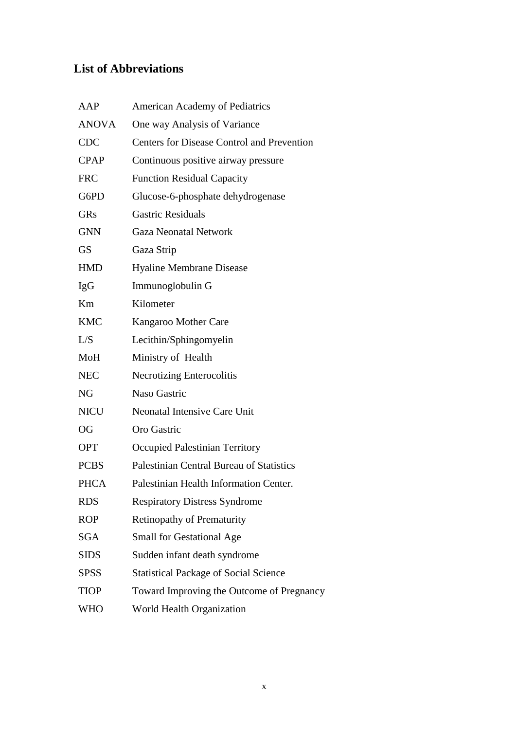## List of Abbreviations

| | |
|---|---|
| AAP | American Academy of Pediatrics |
| ANOVA | One way Analysis of Variance |
| CDC | Centers for Disease Control and Prevention |
| CPAP | Continuous positive airway pressure |
| FRC | Function Residual Capacity |
| G6PD | Glucose-6-phosphate dehydrogenase |
| GRs | Gastric Residuals |
| GNN | Gaza Neonatal Network |
| GS | Gaza Strip |
| HMD | Hyaline Membrane Disease |
| IgG | Immunoglobulin G |
| Km | Kilometer |
| KMC | Kangaroo Mother Care |
| L/S | Lecithin/Sphingomyelin |
| MoH | Ministry of Health |
| NEC | Necrotizing Enterocolitis |
| NG | Naso Gastric |
| NICU | Neonatal Intensive Care Unit |
| OG | Oro Gastric |
| OPT | Occupied Palestinian Territory |
| PCBS | Palestinian Central Bureau of Statistics |
| PHCA | Palestinian Health Information Center. |
| RDS | Respiratory Distress Syndrome |
| ROP | Retinopathy of Prematurity |
| SGA | Small for Gestational Age |
| SIDS | Sudden infant death syndrome |
| SPSS | Statistical Package of Social Science |
| TIOP | Toward Improving the Outcome of Pregnancy |
| WHO | World Health Organization |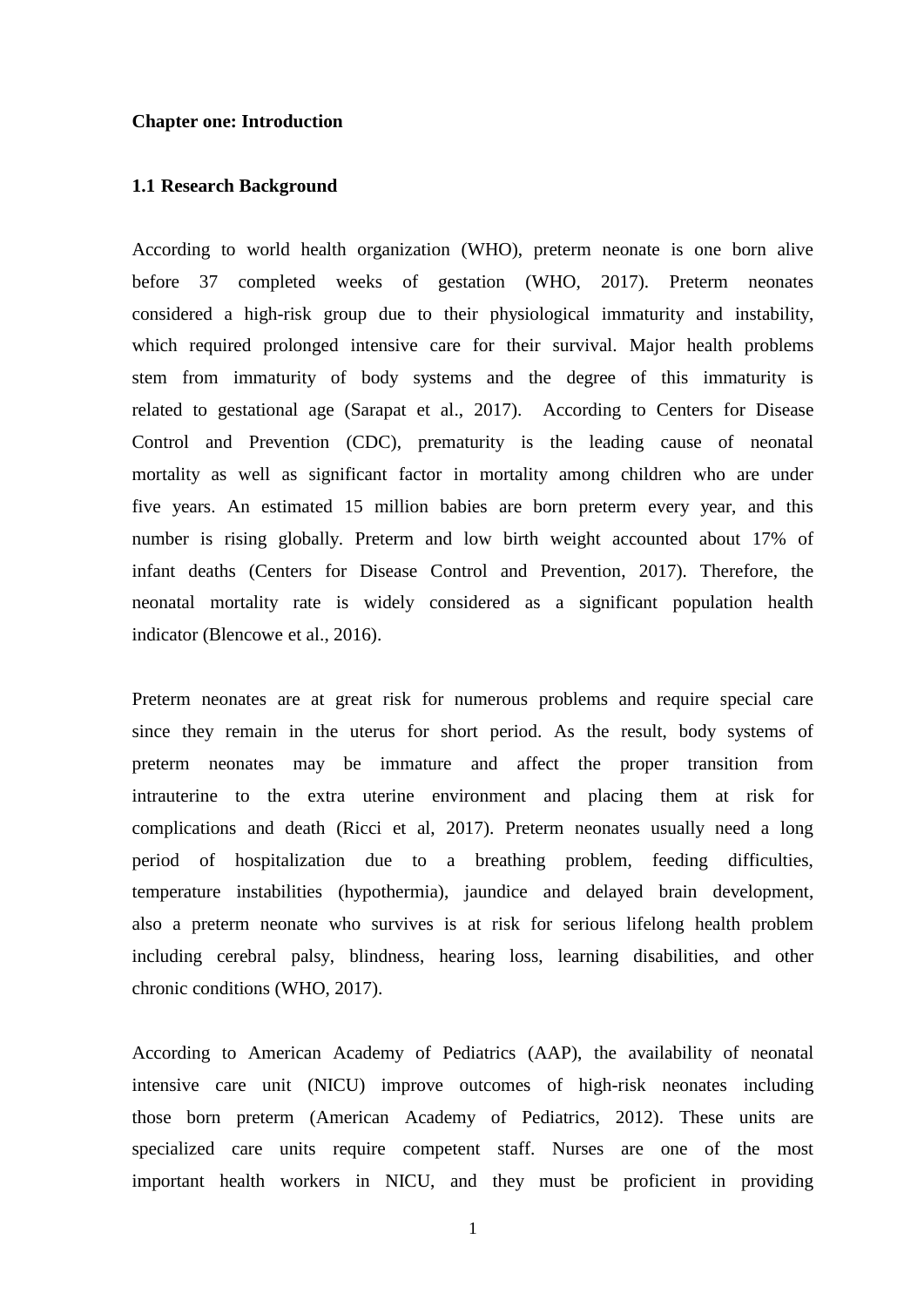**Chapter one: Introduction**

**1.1 Research Background**

According to world health organization (WHO), preterm neonate is one born alive before 37 completed weeks of gestation (WHO, 2017). Preterm neonates considered a high-risk group due to their physiological immaturity and instability, which required prolonged intensive care for their survival. Major health problems stem from immaturity of body systems and the degree of this immaturity is related to gestational age (Sarapat et al., 2017). According to Centers for Disease Control and Prevention (CDC), prematurity is the leading cause of neonatal mortality as well as significant factor in mortality among children who are under five years. An estimated 15 million babies are born preterm every year, and this number is rising globally. Preterm and low birth weight accounted about 17% of infant deaths (Centers for Disease Control and Prevention, 2017). Therefore, the neonatal mortality rate is widely considered as a significant population health indicator (Blencowe et al., 2016).

Preterm neonates are at great risk for numerous problems and require special care since they remain in the uterus for short period. As the result, body systems of preterm neonates may be immature and affect the proper transition from intrauterine to the extra uterine environment and placing them at risk for complications and death (Ricci et al, 2017). Preterm neonates usually need a long period of hospitalization due to a breathing problem, feeding difficulties, temperature instabilities (hypothermia), jaundice and delayed brain development, also a preterm neonate who survives is at risk for serious lifelong health problem including cerebral palsy, blindness, hearing loss, learning disabilities, and other chronic conditions (WHO, 2017).

According to American Academy of Pediatrics (AAP), the availability of neonatal intensive care unit (NICU) improve outcomes of high-risk neonates including those born preterm (American Academy of Pediatrics, 2012). These units are specialized care units require competent staff. Nurses are one of the most important health workers in NICU, and they must be proficient in providing